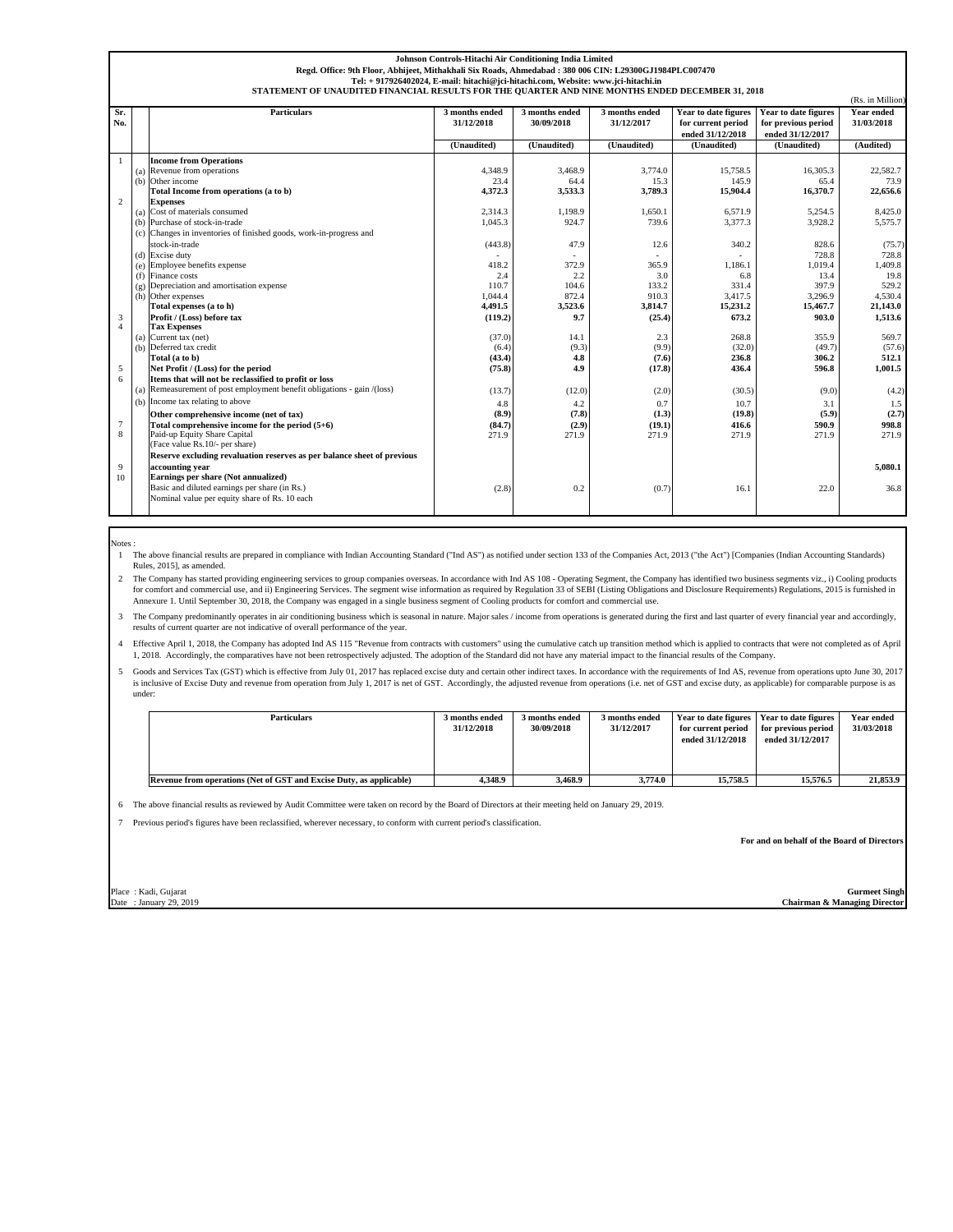**Johnson Controls-Hitachi Air Conditioning India Limited**

**Regd. Office: 9th Floor, Abhijeet, Mithakhali Six Roads, Ahmedabad : 380 006 CIN: L29300GJ1984PLC007470**

**Tel: + 917926402024, E-mail: hitachi@jci-hitachi.com, Website: www.jci-hitachi.in**

**STATEMENT OF UNAUDITED FINANCIAL RESULTS FOR THE QUARTER AND NINE MONTHS ENDED DECEMBER 31, 2018**

(Rs. in Million)

| Sr. No. | | Particulars | 3 months ended 31/12/2018 | 3 months ended 30/09/2018 | 3 months ended 31/12/2017 | Year to date figures for current period ended 31/12/2018 | Year to date figures for previous period ended 31/12/2017 | Year ended 31/03/2018 |
|---|---|---|---|---|---|---|---|---|
| | | | (Unaudited) | (Unaudited) | (Unaudited) | (Unaudited) | (Unaudited) | (Audited) |
| 1 | | **Income from Operations** | | | | | | |
| | (a) | Revenue from operations | 4,348.9 | 3,468.9 | 3,774.0 | 15,758.5 | 16,305.3 | 22,582.7 |
| | (b) | Other income | 23.4 | 64.4 | 15.3 | 145.9 | 65.4 | 73.9 |
| | | **Total Income from operations (a to b)** | **4,372.3** | **3,533.3** | **3,789.3** | **15,904.4** | **16,370.7** | **22,656.6** |
| 2 | | **Expenses** | | | | | | |
| | (a) | Cost of materials consumed | 2,314.3 | 1,198.9 | 1,650.1 | 6,571.9 | 5,254.5 | 8,425.0 |
| | (b) | Purchase of stock-in-trade | 1,045.3 | 924.7 | 739.6 | 3,377.3 | 3,928.2 | 5,575.7 |
| | (c) | Changes in inventories of finished goods, work-in-progress and stock-in-trade | (443.8) | 47.9 | 12.6 | 340.2 | 828.6 | (75.7) |
| | (d) | Excise duty | - | - | - | - | 728.8 | 728.8 |
| | (e) | Employee benefits expense | 418.2 | 372.9 | 365.9 | 1,186.1 | 1,019.4 | 1,409.8 |
| | (f) | Finance costs | 2.4 | 2.2 | 3.0 | 6.8 | 13.4 | 19.8 |
| | (g) | Depreciation and amortisation expense | 110.7 | 104.6 | 133.2 | 331.4 | 397.9 | 529.2 |
| | (h) | Other expenses | 1,044.4 | 872.4 | 910.3 | 3,417.5 | 3,296.9 | 4,530.4 |
| | | **Total expenses (a to h)** | **4,491.5** | **3,523.6** | **3,814.7** | **15,231.2** | **15,467.7** | **21,143.0** |
| 3 | | **Profit / (Loss) before tax** | **(119.2)** | **9.7** | **(25.4)** | **673.2** | **903.0** | **1,513.6** |
| 4 | | **Tax Expenses** | | | | | | |
| | (a) | Current tax (net) | (37.0) | 14.1 | 2.3 | 268.8 | 355.9 | 569.7 |
| | (b) | Deferred tax credit | (6.4) | (9.3) | (9.9) | (32.0) | (49.7) | (57.6) |
| | | **Total (a to b)** | **(43.4)** | **4.8** | **(7.6)** | **236.8** | **306.2** | **512.1** |
| 5 | | **Net Profit / (Loss) for the period** | **(75.8)** | **4.9** | **(17.8)** | **436.4** | **596.8** | **1,001.5** |
| 6 | | **Items that will not be reclassified to profit or loss** | | | | | | |
| | (a) | Remeasurement of post employment benefit obligations - gain /(loss) | (13.7) | (12.0) | (2.0) | (30.5) | (9.0) | (4.2) |
| | (b) | Income tax relating to above | 4.8 | 4.2 | 0.7 | 10.7 | 3.1 | 1.5 |
| | | **Other comprehensive income (net of tax)** | **(8.9)** | **(7.8)** | **(1.3)** | **(19.8)** | **(5.9)** | **(2.7)** |
| 7 | | **Total comprehensive income for the period (5+6)** | **(84.7)** | **(2.9)** | **(19.1)** | **416.6** | **590.9** | **998.8** |
| 8 | | Paid-up Equity Share Capital (Face value Rs.10/- per share) | 271.9 | 271.9 | 271.9 | 271.9 | 271.9 | 271.9 |
| 9 | | **Reserve excluding revaluation reserves as per balance sheet of previous accounting year** | | | | | | **5,080.1** |
| 10 | | **Earnings per share (Not annualized)** | | | | | | |
| | | Basic and diluted earnings per share (in Rs.) Nominal value per equity share of Rs. 10 each | (2.8) | 0.2 | (0.7) | 16.1 | 22.0 | 36.8 |

Notes :

1. The above financial results are prepared in compliance with Indian Accounting Standard ("Ind AS") as notified under section 133 of the Companies Act, 2013 ("the Act") [Companies (Indian Accounting Standards) Rules, 2015], as amended.
2. The Company has started providing engineering services to group companies overseas. In accordance with Ind AS 108 - Operating Segment, the Company has identified two business segments viz., i) Cooling products for comfort and commercial use, and ii) Engineering Services. The segment wise information as required by Regulation 33 of SEBI (Listing Obligations and Disclosure Requirements) Regulations, 2015 is furnished in Annexure 1. Until September 30, 2018, the Company was engaged in a single business segment of Cooling products for comfort and commercial use.
3. The Company predominantly operates in air conditioning business which is seasonal in nature. Major sales / income from operations is generated during the first and last quarter of every financial year and accordingly, results of current quarter are not indicative of overall performance of the year.
4. Effective April 1, 2018, the Company has adopted Ind AS 115 "Revenue from contracts with customers" using the cumulative catch up transition method which is applied to contracts that were not completed as of April 1, 2018. Accordingly, the comparatives have not been retrospectively adjusted. The adoption of the Standard did not have any material impact to the financial results of the Company.
5. Goods and Services Tax (GST) which is effective from July 01, 2017 has replaced excise duty and certain other indirect taxes. In accordance with the requirements of Ind AS, revenue from operations upto June 30, 2017 is inclusive of Excise Duty and revenue from operation from July 1, 2017 is net of GST. Accordingly, the adjusted revenue from operations (i.e. net of GST and excise duty, as applicable) for comparable purpose is as under:

| Particulars | 3 months ended 31/12/2018 | 3 months ended 30/09/2018 | 3 months ended 31/12/2017 | Year to date figures for current period ended 31/12/2018 | Year to date figures for previous period ended 31/12/2017 | Year ended 31/03/2018 |
|---|---|---|---|---|---|---|
| **Revenue from operations (Net of GST and Excise Duty, as applicable)** | **4,348.9** | **3,468.9** | **3,774.0** | **15,758.5** | **15,576.5** | **21,853.9** |

6. The above financial results as reviewed by Audit Committee were taken on record by the Board of Directors at their meeting held on January 29, 2019.
7. Previous period's figures have been reclassified, wherever necessary, to conform with current period's classification.

**For and on behalf of the Board of Directors**

Place : Kadi, Gujarat
Date : January 29, 2019

**Gurmeet Singh**
**Chairman & Managing Director**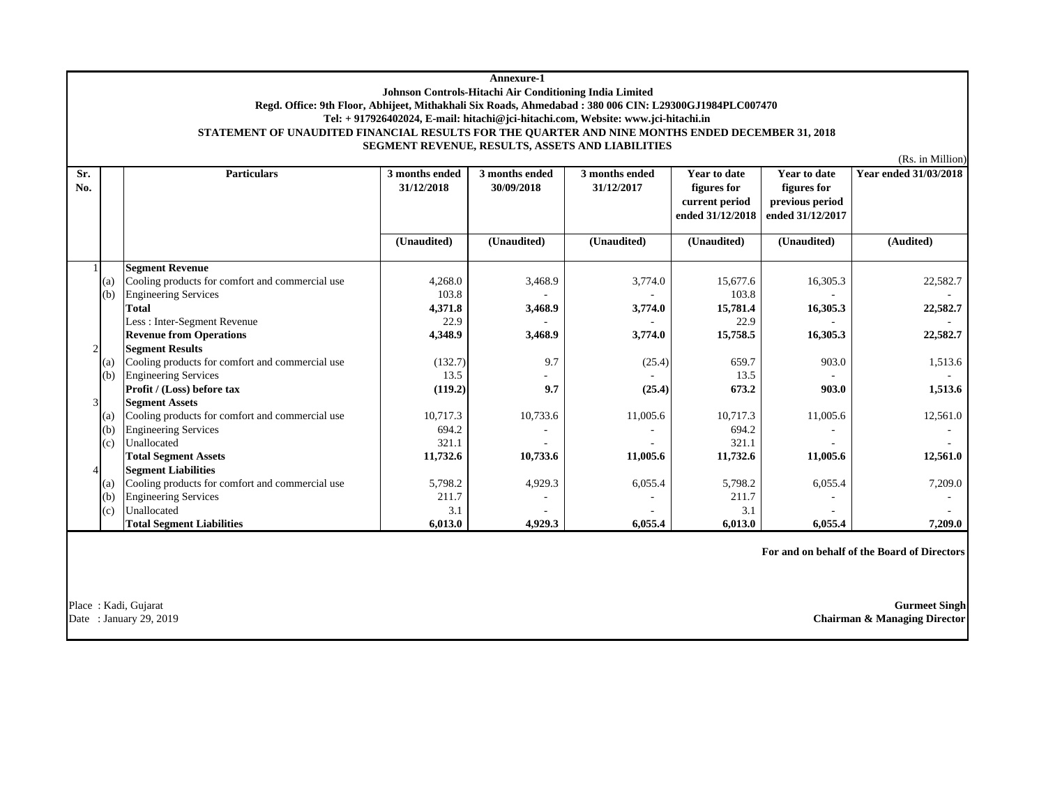**Annexure-1**

**Johnson Controls-Hitachi Air Conditioning India Limited**

**Regd. Office: 9th Floor, Abhijeet, Mithakhali Six Roads, Ahmedabad : 380 006 CIN: L29300GJ1984PLC007470**

**Tel: + 917926402024, E-mail: hitachi@jci-hitachi.com, Website: www.jci-hitachi.in**

**STATEMENT OF UNAUDITED FINANCIAL RESULTS FOR THE QUARTER AND NINE MONTHS ENDED DECEMBER 31, 2018**

**SEGMENT REVENUE, RESULTS, ASSETS AND LIABILITIES**

(Rs. in Million)

| Sr. No. | | Particulars | 3 months ended 31/12/2018 | 3 months ended 30/09/2018 | 3 months ended 31/12/2017 | Year to date figures for current period ended 31/12/2018 | Year to date figures for previous period ended 31/12/2017 | Year ended 31/03/2018 |
|---|---|---|---|---|---|---|---|---|
| | | | (Unaudited) | (Unaudited) | (Unaudited) | (Unaudited) | (Unaudited) | (Audited) |
| 1 | | **Segment Revenue** | | | | | | |
| | (a) | Cooling products for comfort and commercial use | 4,268.0 | 3,468.9 | 3,774.0 | 15,677.6 | 16,305.3 | 22,582.7 |
| | (b) | Engineering Services | 103.8 | - | - | 103.8 | - | - |
| | | **Total** | **4,371.8** | **3,468.9** | **3,774.0** | **15,781.4** | **16,305.3** | **22,582.7** |
| | | Less : Inter-Segment Revenue | 22.9 | - | - | 22.9 | - | - |
| | | **Revenue from Operations** | **4,348.9** | **3,468.9** | **3,774.0** | **15,758.5** | **16,305.3** | **22,582.7** |
| 2 | | **Segment Results** | | | | | | |
| | (a) | Cooling products for comfort and commercial use | (132.7) | 9.7 | (25.4) | 659.7 | 903.0 | 1,513.6 |
| | (b) | Engineering Services | 13.5 | - | - | 13.5 | - | - |
| | | **Profit / (Loss) before tax** | **(119.2)** | **9.7** | **(25.4)** | **673.2** | **903.0** | **1,513.6** |
| 3 | | **Segment Assets** | | | | | | |
| | (a) | Cooling products for comfort and commercial use | 10,717.3 | 10,733.6 | 11,005.6 | 10,717.3 | 11,005.6 | 12,561.0 |
| | (b) | Engineering Services | 694.2 | - | - | 694.2 | - | - |
| | (c) | Unallocated | 321.1 | - | - | 321.1 | - | - |
| | | **Total Segment Assets** | **11,732.6** | **10,733.6** | **11,005.6** | **11,732.6** | **11,005.6** | **12,561.0** |
| 4 | | **Segment Liabilities** | | | | | | |
| | (a) | Cooling products for comfort and commercial use | 5,798.2 | 4,929.3 | 6,055.4 | 5,798.2 | 6,055.4 | 7,209.0 |
| | (b) | Engineering Services | 211.7 | - | - | 211.7 | - | - |
| | (c) | Unallocated | 3.1 | - | - | 3.1 | - | - |
| | | **Total Segment Liabilities** | **6,013.0** | **4,929.3** | **6,055.4** | **6,013.0** | **6,055.4** | **7,209.0** |

**For and on behalf of the Board of Directors**

Place : Kadi, Gujarat
Date : January 29, 2019

**Gurmeet Singh**
**Chairman & Managing Director**